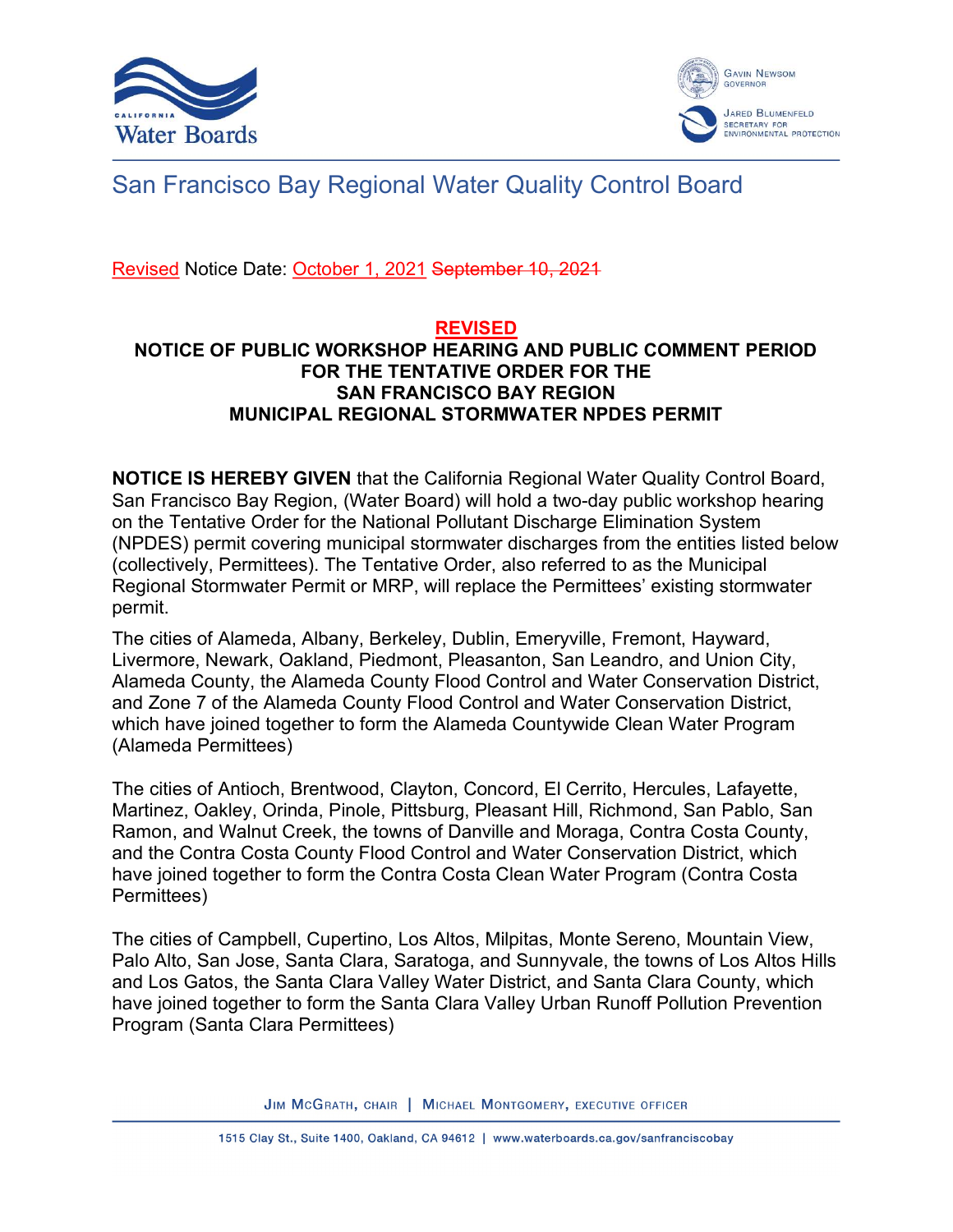San Francisco Bay Regional Water Quality Control Board

Revised Notice Date: October 1, 2021 ~~September 10, 2021~~

**REVISED**

**NOTICE OF PUBLIC WORKSHOP HEARING AND PUBLIC COMMENT PERIOD FOR THE TENTATIVE ORDER FOR THE SAN FRANCISCO BAY REGION MUNICIPAL REGIONAL STORMWATER NPDES PERMIT**

**NOTICE IS HEREBY GIVEN** that the California Regional Water Quality Control Board, San Francisco Bay Region, (Water Board) will hold a two-day public workshop hearing on the Tentative Order for the National Pollutant Discharge Elimination System (NPDES) permit covering municipal stormwater discharges from the entities listed below (collectively, Permittees). The Tentative Order, also referred to as the Municipal Regional Stormwater Permit or MRP, will replace the Permittees' existing stormwater permit.

The cities of Alameda, Albany, Berkeley, Dublin, Emeryville, Fremont, Hayward, Livermore, Newark, Oakland, Piedmont, Pleasanton, San Leandro, and Union City, Alameda County, the Alameda County Flood Control and Water Conservation District, and Zone 7 of the Alameda County Flood Control and Water Conservation District, which have joined together to form the Alameda Countywide Clean Water Program (Alameda Permittees)

The cities of Antioch, Brentwood, Clayton, Concord, El Cerrito, Hercules, Lafayette, Martinez, Oakley, Orinda, Pinole, Pittsburg, Pleasant Hill, Richmond, San Pablo, San Ramon, and Walnut Creek, the towns of Danville and Moraga, Contra Costa County, and the Contra Costa County Flood Control and Water Conservation District, which have joined together to form the Contra Costa Clean Water Program (Contra Costa Permittees)

The cities of Campbell, Cupertino, Los Altos, Milpitas, Monte Sereno, Mountain View, Palo Alto, San Jose, Santa Clara, Saratoga, and Sunnyvale, the towns of Los Altos Hills and Los Gatos, the Santa Clara Valley Water District, and Santa Clara County, which have joined together to form the Santa Clara Valley Urban Runoff Pollution Prevention Program (Santa Clara Permittees)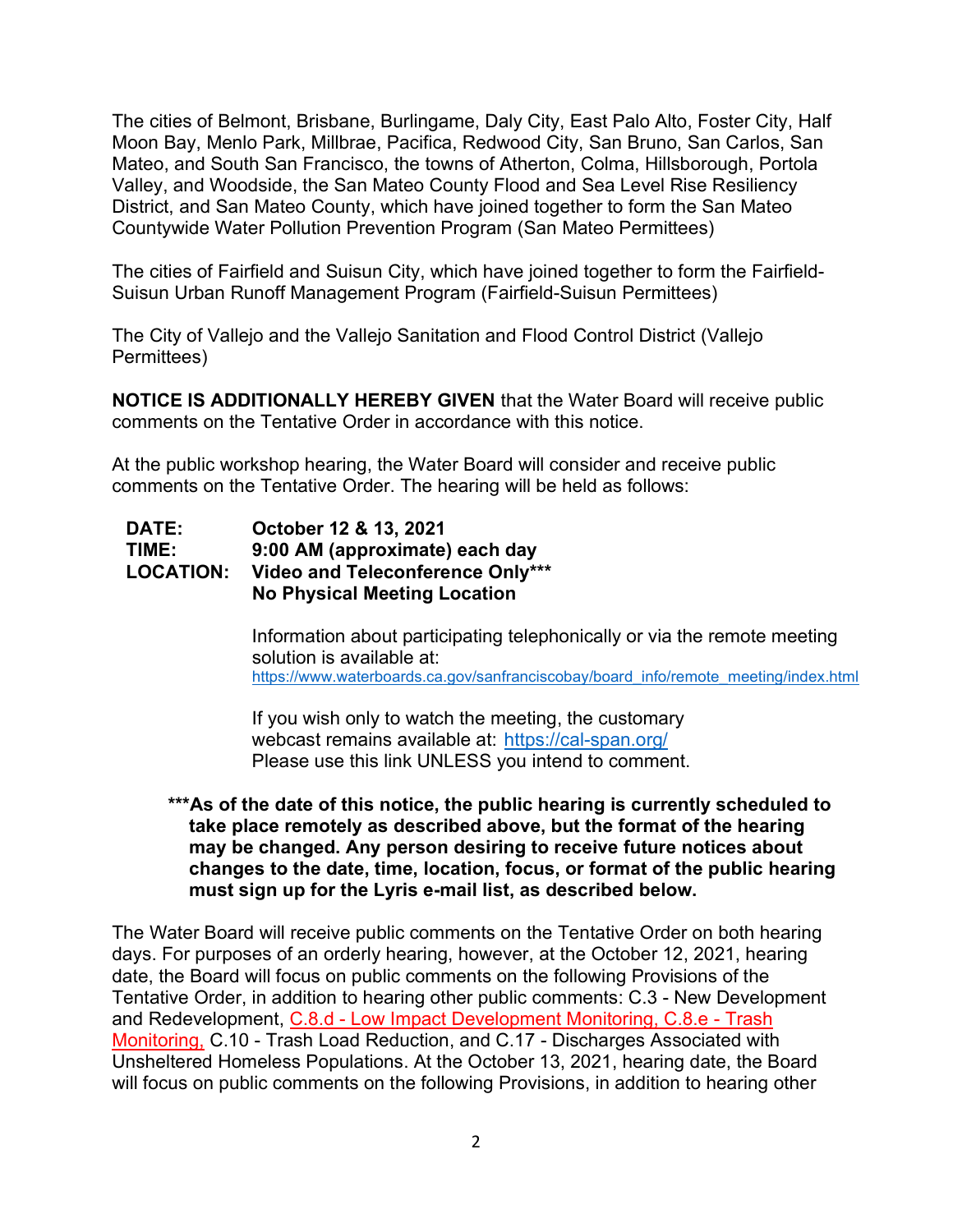The cities of Belmont, Brisbane, Burlingame, Daly City, East Palo Alto, Foster City, Half Moon Bay, Menlo Park, Millbrae, Pacifica, Redwood City, San Bruno, San Carlos, San Mateo, and South San Francisco, the towns of Atherton, Colma, Hillsborough, Portola Valley, and Woodside, the San Mateo County Flood and Sea Level Rise Resiliency District, and San Mateo County, which have joined together to form the San Mateo Countywide Water Pollution Prevention Program (San Mateo Permittees)

The cities of Fairfield and Suisun City, which have joined together to form the Fairfield-Suisun Urban Runoff Management Program (Fairfield-Suisun Permittees)

The City of Vallejo and the Vallejo Sanitation and Flood Control District (Vallejo Permittees)

**NOTICE IS ADDITIONALLY HEREBY GIVEN** that the Water Board will receive public comments on the Tentative Order in accordance with this notice.

At the public workshop hearing, the Water Board will consider and receive public comments on the Tentative Order. The hearing will be held as follows:

**DATE:** **October 12 & 13, 2021**
**TIME:** **9:00 AM (approximate) each day**
**LOCATION:** **Video and Teleconference Only*****
**No Physical Meeting Location**

Information about participating telephonically or via the remote meeting solution is available at:
https://www.waterboards.ca.gov/sanfranciscobay/board_info/remote_meeting/index.html

If you wish only to watch the meeting, the customary webcast remains available at: https://cal-span.org/
Please use this link UNLESS you intend to comment.

*****As of the date of this notice, the public hearing is currently scheduled to take place remotely as described above, but the format of the hearing may be changed. Any person desiring to receive future notices about changes to the date, time, location, focus, or format of the public hearing must sign up for the Lyris e-mail list, as described below.**

The Water Board will receive public comments on the Tentative Order on both hearing days. For purposes of an orderly hearing, however, at the October 12, 2021, hearing date, the Board will focus on public comments on the following Provisions of the Tentative Order, in addition to hearing other public comments: C.3 - New Development and Redevelopment, C.8.d - Low Impact Development Monitoring, C.8.e - Trash Monitoring, C.10 - Trash Load Reduction, and C.17 - Discharges Associated with Unsheltered Homeless Populations. At the October 13, 2021, hearing date, the Board will focus on public comments on the following Provisions, in addition to hearing other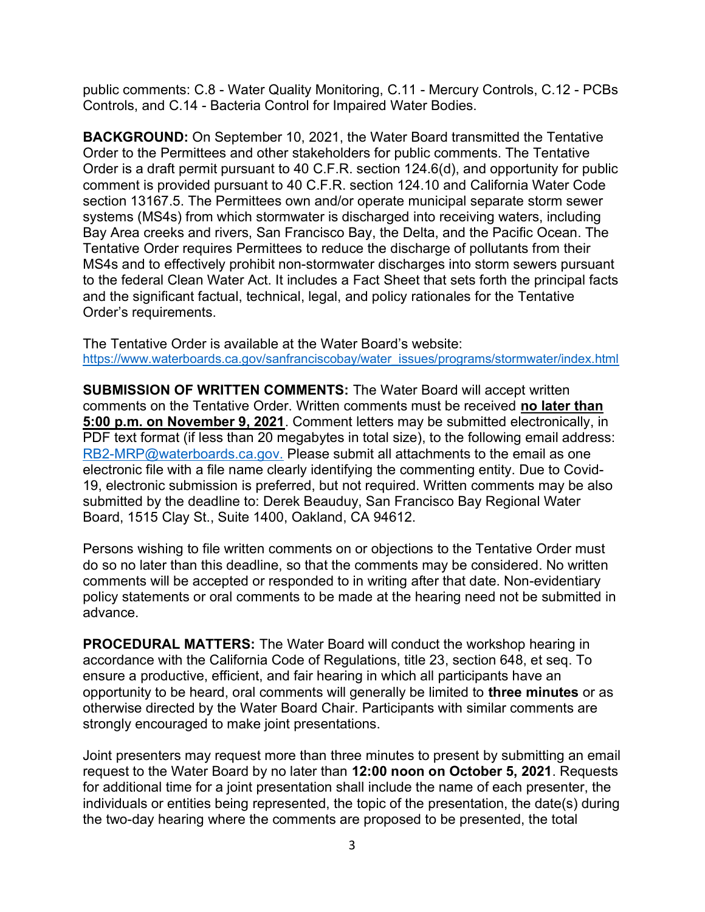public comments: C.8 - Water Quality Monitoring, C.11 - Mercury Controls, C.12 - PCBs Controls, and C.14 - Bacteria Control for Impaired Water Bodies.

**BACKGROUND:** On September 10, 2021, the Water Board transmitted the Tentative Order to the Permittees and other stakeholders for public comments. The Tentative Order is a draft permit pursuant to 40 C.F.R. section 124.6(d), and opportunity for public comment is provided pursuant to 40 C.F.R. section 124.10 and California Water Code section 13167.5. The Permittees own and/or operate municipal separate storm sewer systems (MS4s) from which stormwater is discharged into receiving waters, including Bay Area creeks and rivers, San Francisco Bay, the Delta, and the Pacific Ocean. The Tentative Order requires Permittees to reduce the discharge of pollutants from their MS4s and to effectively prohibit non-stormwater discharges into storm sewers pursuant to the federal Clean Water Act. It includes a Fact Sheet that sets forth the principal facts and the significant factual, technical, legal, and policy rationales for the Tentative Order's requirements.

The Tentative Order is available at the Water Board's website: https://www.waterboards.ca.gov/sanfranciscobay/water_issues/programs/stormwater/index.html

**SUBMISSION OF WRITTEN COMMENTS:** The Water Board will accept written comments on the Tentative Order. Written comments must be received **no later than 5:00 p.m. on November 9, 2021**. Comment letters may be submitted electronically, in PDF text format (if less than 20 megabytes in total size), to the following email address: RB2-MRP@waterboards.ca.gov. Please submit all attachments to the email as one electronic file with a file name clearly identifying the commenting entity. Due to Covid-19, electronic submission is preferred, but not required. Written comments may be also submitted by the deadline to: Derek Beauduy, San Francisco Bay Regional Water Board, 1515 Clay St., Suite 1400, Oakland, CA 94612.

Persons wishing to file written comments on or objections to the Tentative Order must do so no later than this deadline, so that the comments may be considered. No written comments will be accepted or responded to in writing after that date. Non-evidentiary policy statements or oral comments to be made at the hearing need not be submitted in advance.

**PROCEDURAL MATTERS:** The Water Board will conduct the workshop hearing in accordance with the California Code of Regulations, title 23, section 648, et seq. To ensure a productive, efficient, and fair hearing in which all participants have an opportunity to be heard, oral comments will generally be limited to **three minutes** or as otherwise directed by the Water Board Chair. Participants with similar comments are strongly encouraged to make joint presentations.

Joint presenters may request more than three minutes to present by submitting an email request to the Water Board by no later than **12:00 noon on October 5, 2021**. Requests for additional time for a joint presentation shall include the name of each presenter, the individuals or entities being represented, the topic of the presentation, the date(s) during the two-day hearing where the comments are proposed to be presented, the total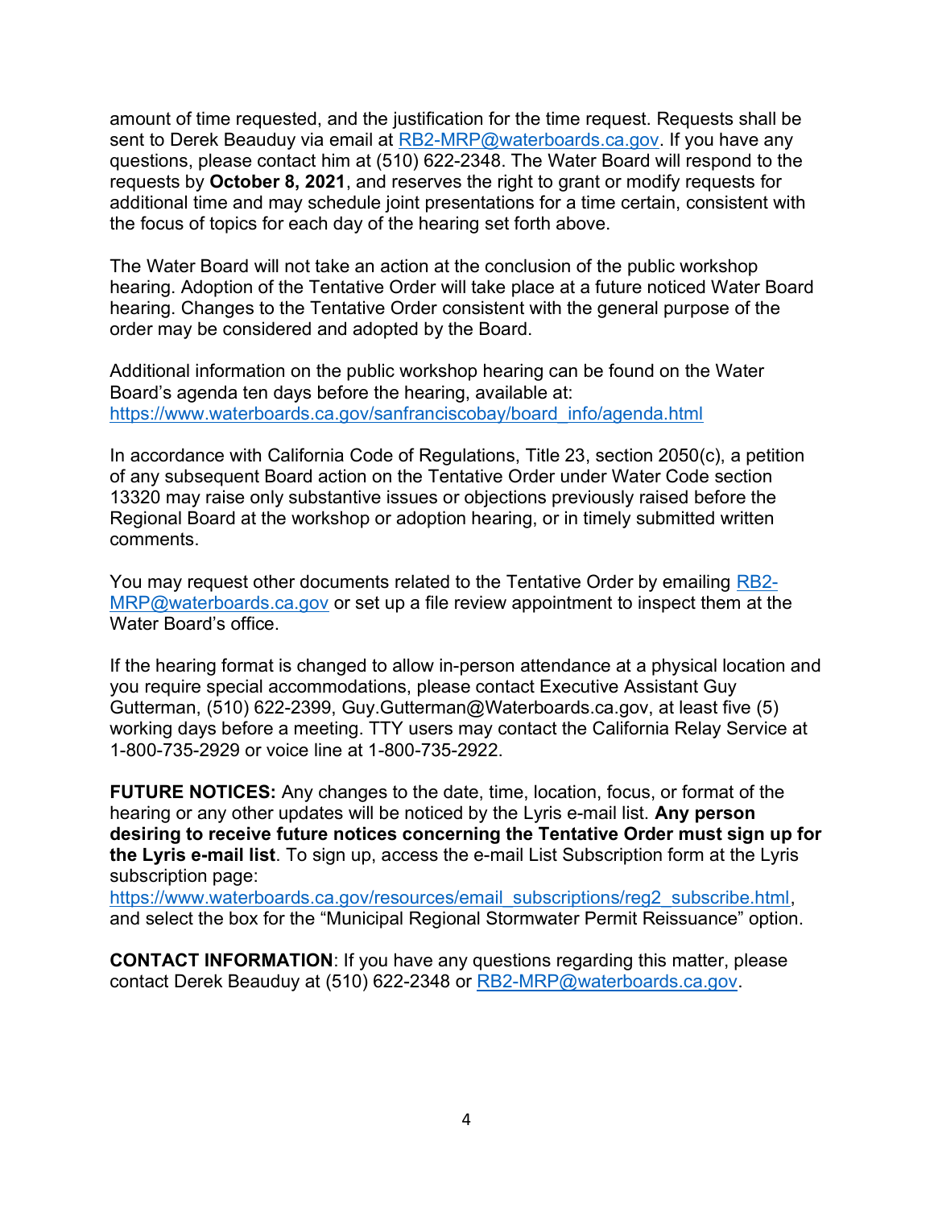amount of time requested, and the justification for the time request. Requests shall be sent to Derek Beauduy via email at RB2-MRP@waterboards.ca.gov. If you have any questions, please contact him at (510) 622-2348. The Water Board will respond to the requests by **October 8, 2021**, and reserves the right to grant or modify requests for additional time and may schedule joint presentations for a time certain, consistent with the focus of topics for each day of the hearing set forth above.

The Water Board will not take an action at the conclusion of the public workshop hearing. Adoption of the Tentative Order will take place at a future noticed Water Board hearing. Changes to the Tentative Order consistent with the general purpose of the order may be considered and adopted by the Board.

Additional information on the public workshop hearing can be found on the Water Board's agenda ten days before the hearing, available at: https://www.waterboards.ca.gov/sanfranciscobay/board_info/agenda.html

In accordance with California Code of Regulations, Title 23, section 2050(c), a petition of any subsequent Board action on the Tentative Order under Water Code section 13320 may raise only substantive issues or objections previously raised before the Regional Board at the workshop or adoption hearing, or in timely submitted written comments.

You may request other documents related to the Tentative Order by emailing RB2-MRP@waterboards.ca.gov or set up a file review appointment to inspect them at the Water Board's office.

If the hearing format is changed to allow in-person attendance at a physical location and you require special accommodations, please contact Executive Assistant Guy Gutterman, (510) 622-2399, Guy.Gutterman@Waterboards.ca.gov, at least five (5) working days before a meeting. TTY users may contact the California Relay Service at 1-800-735-2929 or voice line at 1-800-735-2922.

**FUTURE NOTICES:** Any changes to the date, time, location, focus, or format of the hearing or any other updates will be noticed by the Lyris e-mail list. **Any person desiring to receive future notices concerning the Tentative Order must sign up for the Lyris e-mail list**. To sign up, access the e-mail List Subscription form at the Lyris subscription page: https://www.waterboards.ca.gov/resources/email_subscriptions/reg2_subscribe.html, and select the box for the "Municipal Regional Stormwater Permit Reissuance" option.

**CONTACT INFORMATION**: If you have any questions regarding this matter, please contact Derek Beauduy at (510) 622-2348 or RB2-MRP@waterboards.ca.gov.